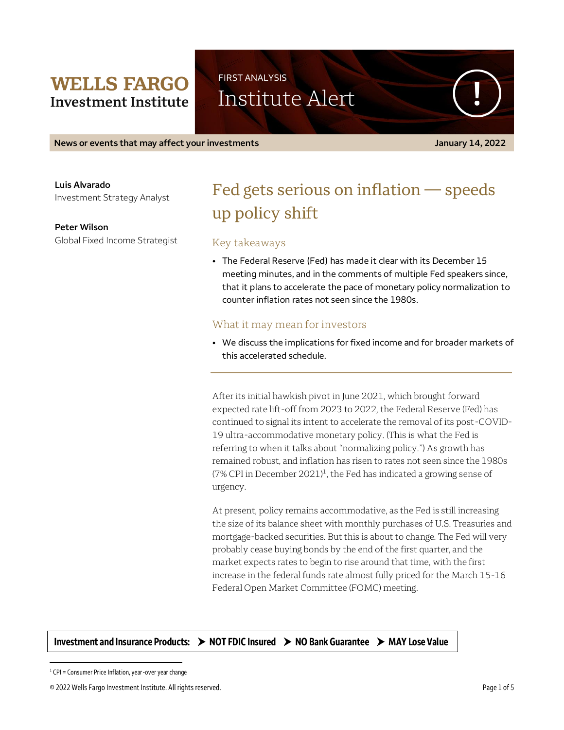**WELLS FARGO Investment Institute**

FIRST ANALYSIS

# Institute Alert

**News or events that may affect your investments** — **January 14, 2022**

**Luis Alvarado**
Investment Strategy Analyst

**Peter Wilson**
Global Fixed Income Strategist

## Fed gets serious on inflation — speeds up policy shift

### Key takeaways

- The Federal Reserve (Fed) has made it clear with its December 15 meeting minutes, and in the comments of multiple Fed speakers since, that it plans to accelerate the pace of monetary policy normalization to counter inflation rates not seen since the 1980s.

### What it may mean for investors

- We discuss the implications for fixed income and for broader markets of this accelerated schedule.

---

After its initial hawkish pivot in June 2021, which brought forward expected rate lift-off from 2023 to 2022, the Federal Reserve (Fed) has continued to signal its intent to accelerate the removal of its post-COVID-19 ultra-accommodative monetary policy. (This is what the Fed is referring to when it talks about "normalizing policy.") As growth has remained robust, and inflation has risen to rates not seen since the 1980s (7% CPI in December 2021)[1], the Fed has indicated a growing sense of urgency.

At present, policy remains accommodative, as the Fed is still increasing the size of its balance sheet with monthly purchases of U.S. Treasuries and mortgage-backed securities. But this is about to change. The Fed will very probably cease buying bonds by the end of the first quarter, and the market expects rates to begin to rise around that time, with the first increase in the federal funds rate almost fully priced for the March 15-16 Federal Open Market Committee (FOMC) meeting.

**Investment and Insurance Products: ➤ NOT FDIC Insured ➤ NO Bank Guarantee ➤ MAY Lose Value**

[1] CPI = Consumer Price Inflation, year-over year change

© 2022 Wells Fargo Investment Institute. All rights reserved.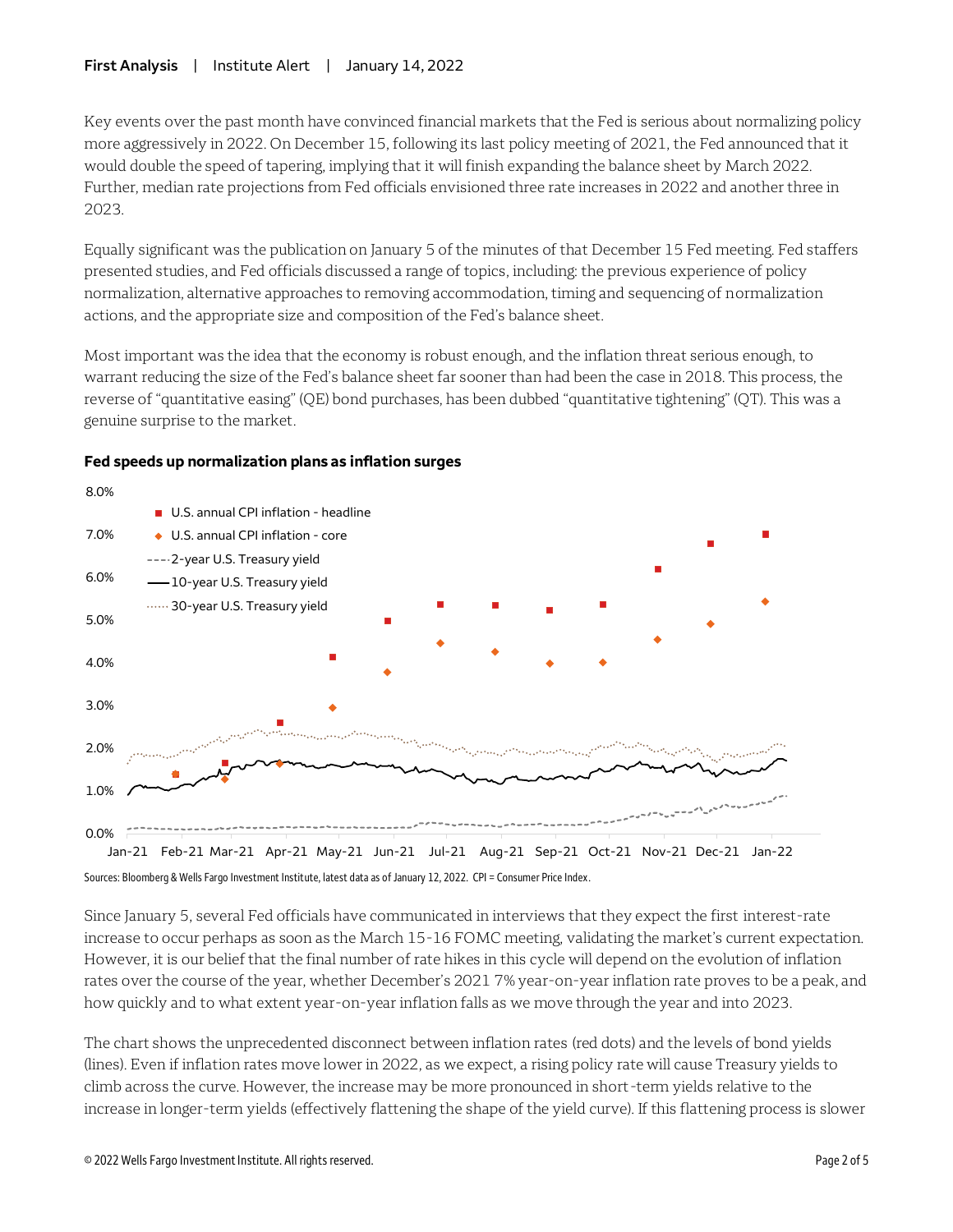Key events over the past month have convinced financial markets that the Fed is serious about normalizing policy more aggressively in 2022. On December 15, following its last policy meeting of 2021, the Fed announced that it would double the speed of tapering, implying that it will finish expanding the balance sheet by March 2022. Further, median rate projections from Fed officials envisioned three rate increases in 2022 and another three in 2023.

Equally significant was the publication on January 5 of the minutes of that December 15 Fed meeting. Fed staffers presented studies, and Fed officials discussed a range of topics, including: the previous experience of policy normalization, alternative approaches to removing accommodation, timing and sequencing of normalization actions, and the appropriate size and composition of the Fed's balance sheet.

Most important was the idea that the economy is robust enough, and the inflation threat serious enough, to warrant reducing the size of the Fed's balance sheet far sooner than had been the case in 2018. This process, the reverse of "quantitative easing" (QE) bond purchases, has been dubbed "quantitative tightening" (QT). This was a genuine surprise to the market.

**Fed speeds up normalization plans as inflation surges**

Sources: Bloomberg & Wells Fargo Investment Institute, latest data as of January 12, 2022. CPI = Consumer Price Index.

Since January 5, several Fed officials have communicated in interviews that they expect the first interest-rate increase to occur perhaps as soon as the March 15-16 FOMC meeting, validating the market's current expectation. However, it is our belief that the final number of rate hikes in this cycle will depend on the evolution of inflation rates over the course of the year, whether December's 2021 7% year-on-year inflation rate proves to be a peak, and how quickly and to what extent year-on-year inflation falls as we move through the year and into 2023.

The chart shows the unprecedented disconnect between inflation rates (red dots) and the levels of bond yields (lines). Even if inflation rates move lower in 2022, as we expect, a rising policy rate will cause Treasury yields to climb across the curve. However, the increase may be more pronounced in short-term yields relative to the increase in longer-term yields (effectively flattening the shape of the yield curve). If this flattening process is slower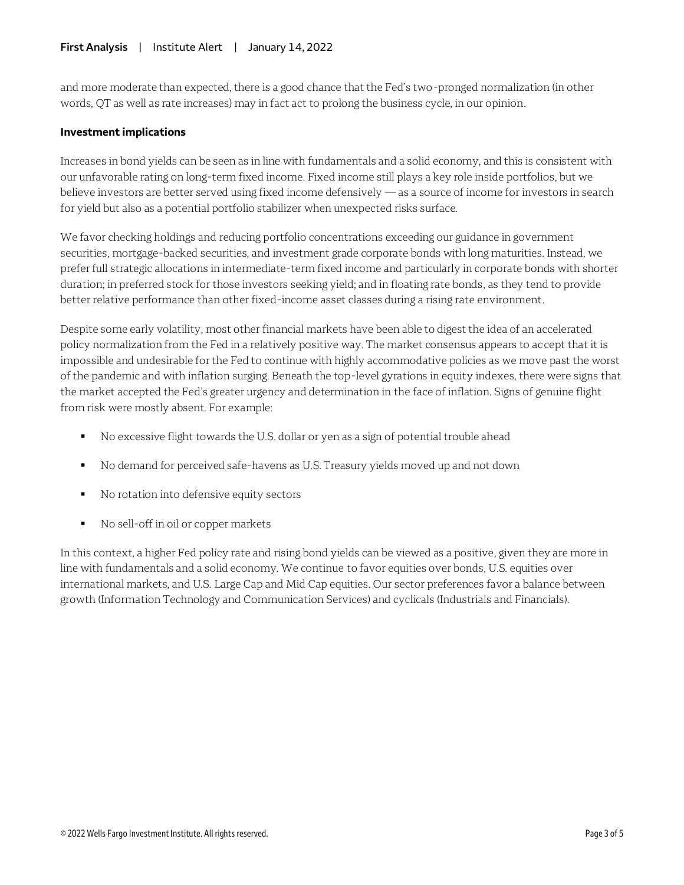and more moderate than expected, there is a good chance that the Fed's two-pronged normalization (in other words, QT as well as rate increases) may in fact act to prolong the business cycle, in our opinion.

**Investment implications**

Increases in bond yields can be seen as in line with fundamentals and a solid economy, and this is consistent with our unfavorable rating on long-term fixed income. Fixed income still plays a key role inside portfolios, but we believe investors are better served using fixed income defensively — as a source of income for investors in search for yield but also as a potential portfolio stabilizer when unexpected risks surface.

We favor checking holdings and reducing portfolio concentrations exceeding our guidance in government securities, mortgage-backed securities, and investment grade corporate bonds with long maturities. Instead, we prefer full strategic allocations in intermediate-term fixed income and particularly in corporate bonds with shorter duration; in preferred stock for those investors seeking yield; and in floating rate bonds, as they tend to provide better relative performance than other fixed-income asset classes during a rising rate environment.

Despite some early volatility, most other financial markets have been able to digest the idea of an accelerated policy normalization from the Fed in a relatively positive way. The market consensus appears to accept that it is impossible and undesirable for the Fed to continue with highly accommodative policies as we move past the worst of the pandemic and with inflation surging. Beneath the top-level gyrations in equity indexes, there were signs that the market accepted the Fed's greater urgency and determination in the face of inflation. Signs of genuine flight from risk were mostly absent. For example:

- No excessive flight towards the U.S. dollar or yen as a sign of potential trouble ahead
- No demand for perceived safe-havens as U.S. Treasury yields moved up and not down
- No rotation into defensive equity sectors
- No sell-off in oil or copper markets

In this context, a higher Fed policy rate and rising bond yields can be viewed as a positive, given they are more in line with fundamentals and a solid economy. We continue to favor equities over bonds, U.S. equities over international markets, and U.S. Large Cap and Mid Cap equities. Our sector preferences favor a balance between growth (Information Technology and Communication Services) and cyclicals (Industrials and Financials).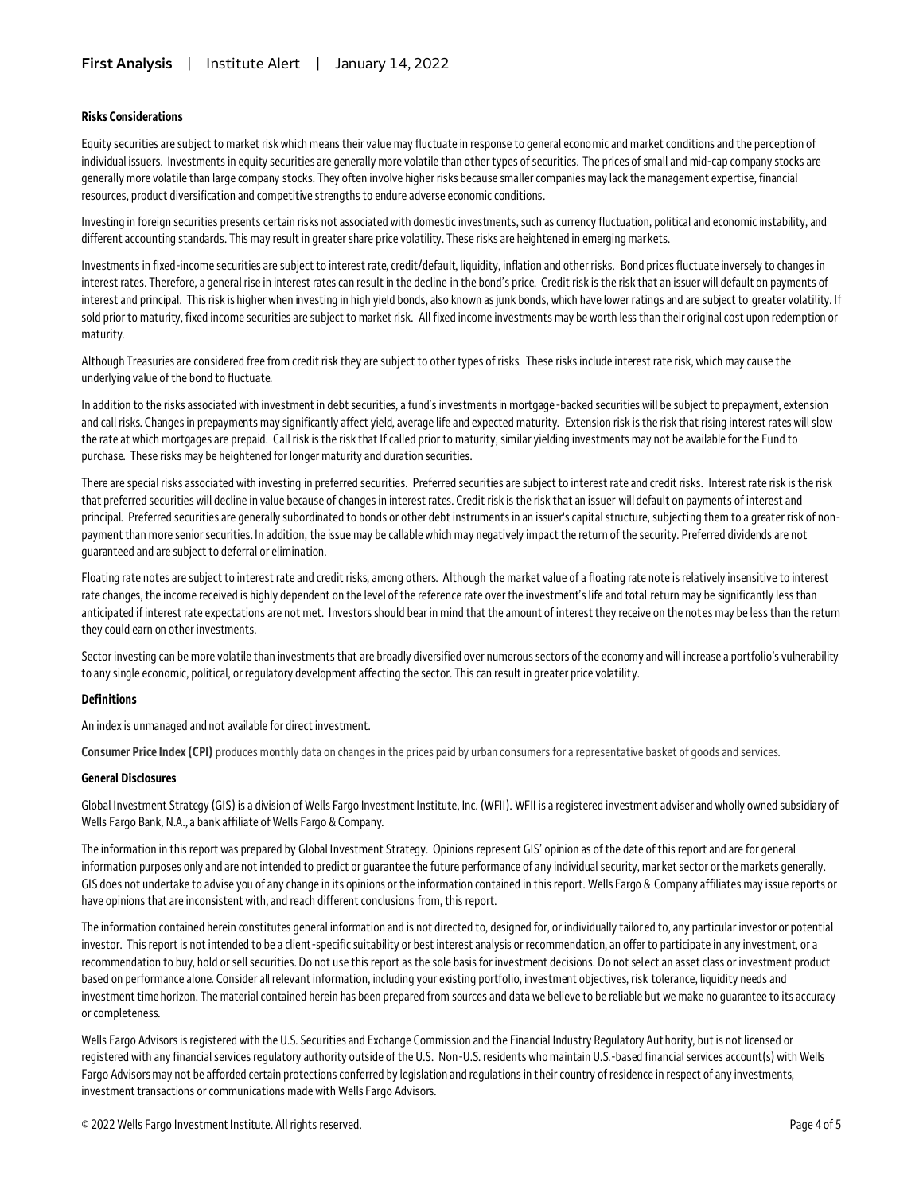**Risks Considerations**

Equity securities are subject to market risk which means their value may fluctuate in response to general economic and market conditions and the perception of individual issuers. Investments in equity securities are generally more volatile than other types of securities. The prices of small and mid-cap company stocks are generally more volatile than large company stocks. They often involve higher risks because smaller companies may lack the management expertise, financial resources, product diversification and competitive strengths to endure adverse economic conditions.

Investing in foreign securities presents certain risks not associated with domestic investments, such as currency fluctuation, political and economic instability, and different accounting standards. This may result in greater share price volatility. These risks are heightened in emerging markets.

Investments in fixed-income securities are subject to interest rate, credit/default, liquidity, inflation and other risks. Bond prices fluctuate inversely to changes in interest rates. Therefore, a general rise in interest rates can result in the decline in the bond's price. Credit risk is the risk that an issuer will default on payments of interest and principal. This risk is higher when investing in high yield bonds, also known as junk bonds, which have lower ratings and are subject to greater volatility. If sold prior to maturity, fixed income securities are subject to market risk. All fixed income investments may be worth less than their original cost upon redemption or maturity.

Although Treasuries are considered free from credit risk they are subject to other types of risks. These risks include interest rate risk, which may cause the underlying value of the bond to fluctuate.

In addition to the risks associated with investment in debt securities, a fund's investments in mortgage-backed securities will be subject to prepayment, extension and call risks. Changes in prepayments may significantly affect yield, average life and expected maturity. Extension risk is the risk that rising interest rates will slow the rate at which mortgages are prepaid. Call risk is the risk that If called prior to maturity, similar yielding investments may not be available for the Fund to purchase. These risks may be heightened for longer maturity and duration securities.

There are special risks associated with investing in preferred securities. Preferred securities are subject to interest rate and credit risks. Interest rate risk is the risk that preferred securities will decline in value because of changes in interest rates. Credit risk is the risk that an issuer will default on payments of interest and principal. Preferred securities are generally subordinated to bonds or other debt instruments in an issuer's capital structure, subjecting them to a greater risk of non-payment than more senior securities. In addition, the issue may be callable which may negatively impact the return of the security. Preferred dividends are not guaranteed and are subject to deferral or elimination.

Floating rate notes are subject to interest rate and credit risks, among others. Although the market value of a floating rate note is relatively insensitive to interest rate changes, the income received is highly dependent on the level of the reference rate over the investment's life and total return may be significantly less than anticipated if interest rate expectations are not met. Investors should bear in mind that the amount of interest they receive on the notes may be less than the return they could earn on other investments.

Sector investing can be more volatile than investments that are broadly diversified over numerous sectors of the economy and will increase a portfolio's vulnerability to any single economic, political, or regulatory development affecting the sector. This can result in greater price volatility.

**Definitions**

An index is unmanaged and not available for direct investment.

**Consumer Price Index (CPI)** produces monthly data on changes in the prices paid by urban consumers for a representative basket of goods and services.

**General Disclosures**

Global Investment Strategy (GIS) is a division of Wells Fargo Investment Institute, Inc. (WFII). WFII is a registered investment adviser and wholly owned subsidiary of Wells Fargo Bank, N.A., a bank affiliate of Wells Fargo & Company.

The information in this report was prepared by Global Investment Strategy. Opinions represent GIS' opinion as of the date of this report and are for general information purposes only and are not intended to predict or guarantee the future performance of any individual security, market sector or the markets generally. GIS does not undertake to advise you of any change in its opinions or the information contained in this report. Wells Fargo & Company affiliates may issue reports or have opinions that are inconsistent with, and reach different conclusions from, this report.

The information contained herein constitutes general information and is not directed to, designed for, or individually tailored to, any particular investor or potential investor. This report is not intended to be a client-specific suitability or best interest analysis or recommendation, an offer to participate in any investment, or a recommendation to buy, hold or sell securities. Do not use this report as the sole basis for investment decisions. Do not select an asset class or investment product based on performance alone. Consider all relevant information, including your existing portfolio, investment objectives, risk tolerance, liquidity needs and investment time horizon. The material contained herein has been prepared from sources and data we believe to be reliable but we make no guarantee to its accuracy or completeness.

Wells Fargo Advisors is registered with the U.S. Securities and Exchange Commission and the Financial Industry Regulatory Authority, but is not licensed or registered with any financial services regulatory authority outside of the U.S. Non-U.S. residents who maintain U.S.-based financial services account(s) with Wells Fargo Advisors may not be afforded certain protections conferred by legislation and regulations in their country of residence in respect of any investments, investment transactions or communications made with Wells Fargo Advisors.

© 2022 Wells Fargo Investment Institute. All rights reserved.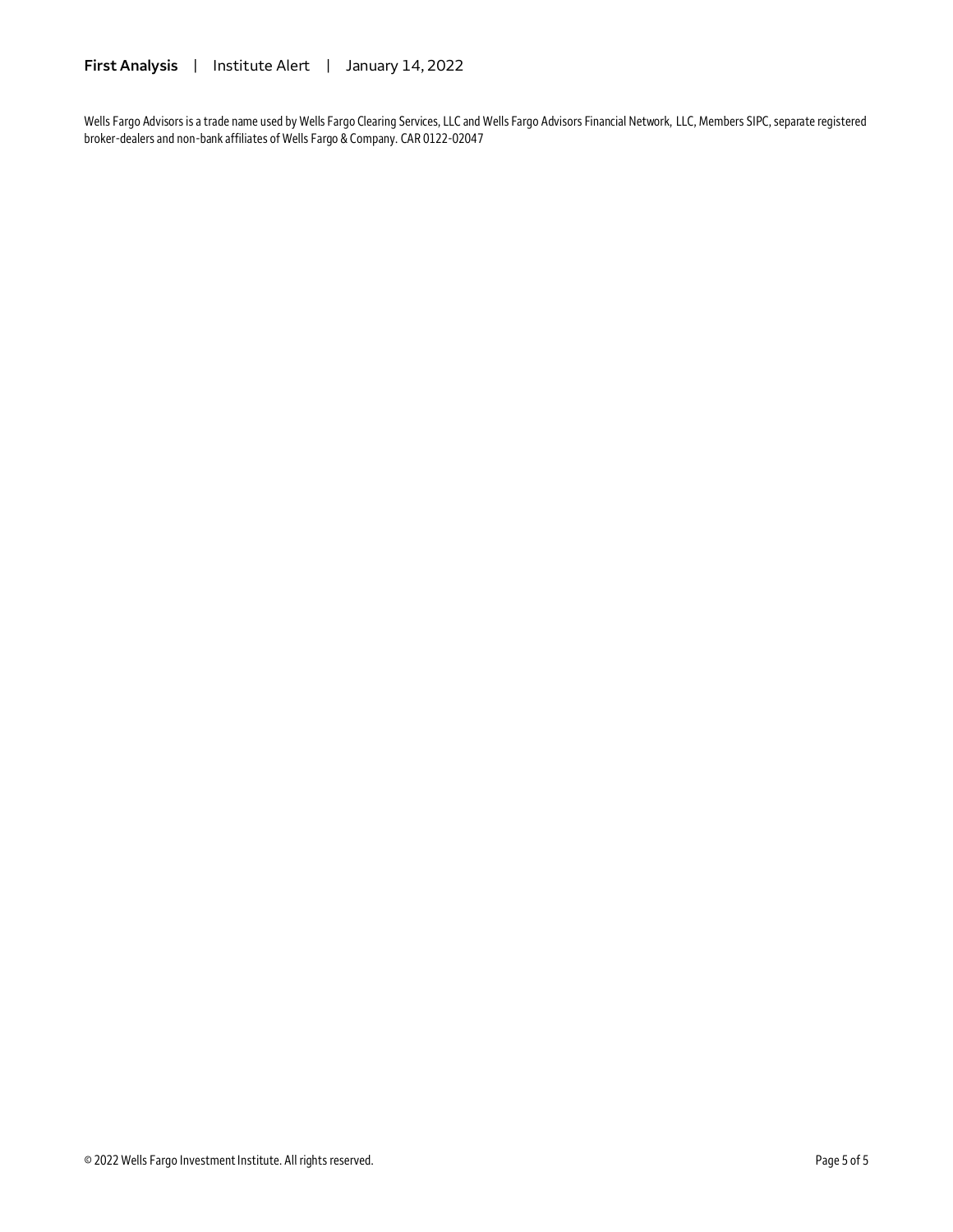Wells Fargo Advisors is a trade name used by Wells Fargo Clearing Services, LLC and Wells Fargo Advisors Financial Network, LLC, Members SIPC, separate registered broker-dealers and non-bank affiliates of Wells Fargo & Company. CAR 0122-02047